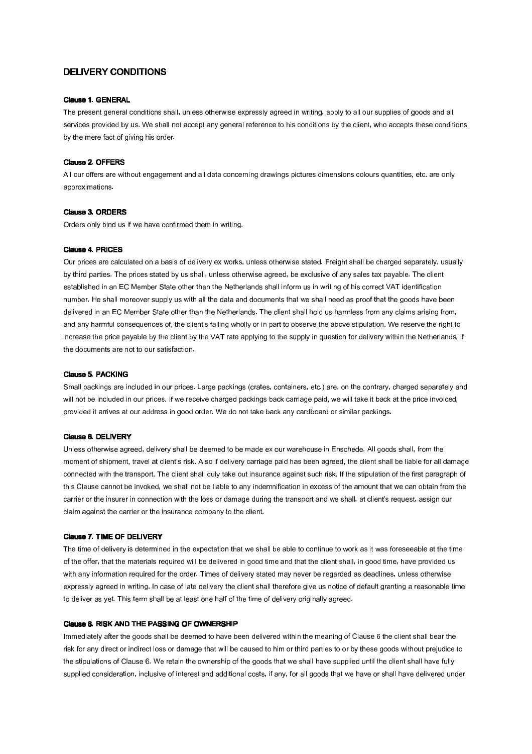# DELIVERY CONDITIONS

### Clause 1. GENERAL

The present general conditions shall, unless otherwise expressly agreed in writing, apply to all our supplies of goods and all services provided by us. We shall not accept any general reference to his conditions by the client, who accepts these conditions by the mere fact of giving his order.

### Clause 2. OFFERS

All our offers are without engagement and all data concerning drawings pictures dimensions colours quantities, etc. are only approximations.

### Clause 3. ORDERS

Orders only bind us if we have confirmed them in writing.

### Clause 4. PRICES

Our prices are calculated on a basis of delivery ex works, unless otherwise stated. Freight shall be charged separately, usually by third parties. The prices stated by us shall, unless otherwise agreed, be exclusive of any sales tax payable. The client established in an EC Member State other than the Netherlands shall inform us in writing of his correct VAT identification number. He shall moreover supply us with all the data and documents that we shall need as proof that the goods have been delivered in an EC Member State other than the Netherlands. The client shall hold us harmless from any claims arising from, and any harmful consequences of, the client's failing wholly or in part to observe the above stipulation. We reserve the right to increase the price payable by the client by the VAT rate applying to the supply in question for delivery within the Netherlands, if the documents are not to our satisfaction.

### Clause 5. PACKING

Small packings are included in our prices. Large packings (crates, containers, etc.) are, on the contrary, charged separately and will not be included in our prices. If we receive charged packings back carriage paid, we will take it back at the price invoiced, provided it arrives at our address in good order. We do not take back any cardboard or similar packings.

### Clause 6. DELIVERY

Unless otherwise agreed, delivery shall be deemed to be made ex our warehouse in Enschede. All goods shall, from the moment of shipment, travel at client's risk. Also if delivery carriage paid has been agreed, the client shall be liable for all damage connected with the transport. The client shall duly take out insurance against such risk. If the stipulation of the first paragraph of this Clause cannot be invoked, we shall not be liable to any indemnification in excess of the amount that we can obtain from the carrier or the insurer in connection with the loss or damage during the transport and we shall, at client's request, assign our claim against the carrier or the insurance company to the client.

### Clause 7. TIME OF DELIVERY

The time of delivery is determined in the expectation that we shall be able to continue to work as it was foreseeable at the time of the offer, that the materials required will be delivered in good time and that the client shall, in good time, have provided us with any information required for the order. Times of delivery stated may never be regarded as deadlines, unless otherwise expressly agreed in writing. In case of late delivery the client shall therefore give us notice of default granting a reasonable time to deliver as yet. This term shall be at least one half of the time of delivery originally agreed.

### Clause 8. RISK AND THE PASSING OF OWNERSHIP

Immediately after the goods shall be deemed to have been delivered within the meaning of Clause 6 the client shall bear the risk for any direct or indirect loss or damage that will be caused to him or third parties to or by these goods without prejudice to the stipulations of Clause 6. We retain the ownership of the goods that we shall have supplied until the client shall have fully supplied consideration, inclusive of interest and additional costs, if any, for all goods that we have or shall have delivered under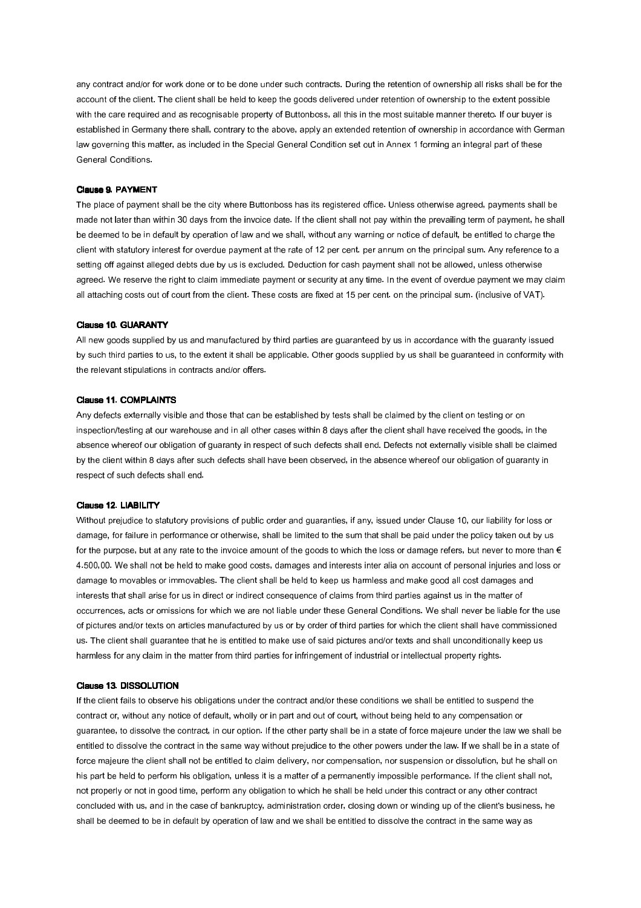any contract and/or for work done or to be done under such contracts. During the retention of ownership all risks shall be for the account of the client. The client shall be held to keep the goods delivered under retention of ownership to the extent possible with the care required and as recognisable property of Buttonboss, all this in the most suitable manner thereto. If our buyer is established in Germany there shall, contrary to the above, apply an extended retention of ownership in accordance with German law governing this matter, as included in the Special General Condition set out in Annex 1 forming an integral part of these General Conditions.

**Clause 9. PAYMENT**

The place of payment shall be the city where Buttonboss has its registered office. Unless otherwise agreed, payments shall be made not later than within 30 days from the invoice date. If the client shall not pay within the prevailing term of payment, he shall be deemed to be in default by operation of law and we shall, without any warning or notice of default, be entitled to charge the client with statutory interest for overdue payment at the rate of 12 per cent. per annum on the principal sum. Any reference to a setting off against alleged debts due by us is excluded. Deduction for cash payment shall not be allowed, unless otherwise agreed. We reserve the right to claim immediate payment or security at any time. In the event of overdue payment we may claim all attaching costs out of court from the client. These costs are fixed at 15 per cent. on the principal sum. (inclusive of VAT).

**Clause 10. GUARANTY**

All new goods supplied by us and manufactured by third parties are guaranteed by us in accordance with the guaranty issued by such third parties to us, to the extent it shall be applicable. Other goods supplied by us shall be guaranteed in conformity with the relevant stipulations in contracts and/or offers.

**Clause 11. COMPLAINTS**

Any defects externally visible and those that can be established by tests shall be claimed by the client on testing or on inspection/testing at our warehouse and in all other cases within 8 days after the client shall have received the goods, in the absence whereof our obligation of guaranty in respect of such defects shall end. Defects not externally visible shall be claimed by the client within 8 days after such defects shall have been observed, in the absence whereof our obligation of guaranty in respect of such defects shall end.

**Clause 12. LIABILITY**

Without prejudice to statutory provisions of public order and guaranties, if any, issued under Clause 10, our liability for loss or damage, for failure in performance or otherwise, shall be limited to the sum that shall be paid under the policy taken out by us for the purpose, but at any rate to the invoice amount of the goods to which the loss or damage refers, but never to more than € 4.500,00. We shall not be held to make good costs, damages and interests inter alia on account of personal injuries and loss or damage to movables or immovables. The client shall be held to keep us harmless and make good all cost damages and interests that shall arise for us in direct or indirect consequence of claims from third parties against us in the matter of occurrences, acts or omissions for which we are not liable under these General Conditions. We shall never be liable for the use of pictures and/or texts on articles manufactured by us or by order of third parties for which the client shall have commissioned us. The client shall guarantee that he is entitled to make use of said pictures and/or texts and shall unconditionally keep us harmless for any claim in the matter from third parties for infringement of industrial or intellectual property rights.

**Clause 13. DISSOLUTION**

If the client fails to observe his obligations under the contract and/or these conditions we shall be entitled to suspend the contract or, without any notice of default, wholly or in part and out of court, without being held to any compensation or guarantee, to dissolve the contract, in our option. If the other party shall be in a state of force majeure under the law we shall be entitled to dissolve the contract in the same way without prejudice to the other powers under the law. If we shall be in a state of force majeure the client shall not be entitled to claim delivery, nor compensation, nor suspension or dissolution, but he shall on his part be held to perform his obligation, unless it is a matter of a permanently impossible performance. If the client shall not, not properly or not in good time, perform any obligation to which he shall be held under this contract or any other contract concluded with us, and in the case of bankruptcy, administration order, closing down or winding up of the client's business, he shall be deemed to be in default by operation of law and we shall be entitled to dissolve the contract in the same way as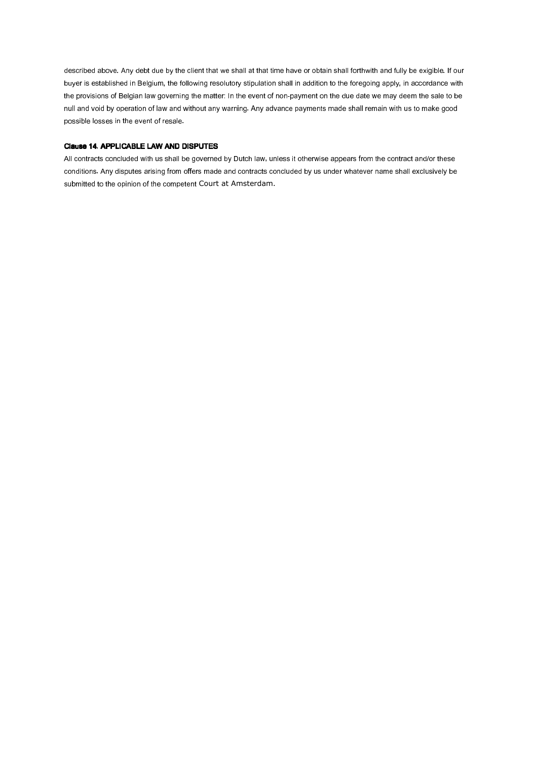described above. Any debt due by the client that we shall at that time have or obtain shall forthwith and fully be exigible. If our buyer is established in Belgium, the following resolutory stipulation shall in addition to the foregoing apply, in accordance with the provisions of Belgian law governing the matter: In the event of non-payment on the due date we may deem the sale to be null and void by operation of law and without any warning. Any advance payments made shall remain with us to make good possible losses in the event of resale.

**Clause 14. APPLICABLE LAW AND DISPUTES**

All contracts concluded with us shall be governed by Dutch law, unless it otherwise appears from the contract and/or these conditions. Any disputes arising from offers made and contracts concluded by us under whatever name shall exclusively be submitted to the opinion of the competent Court at Amsterdam.